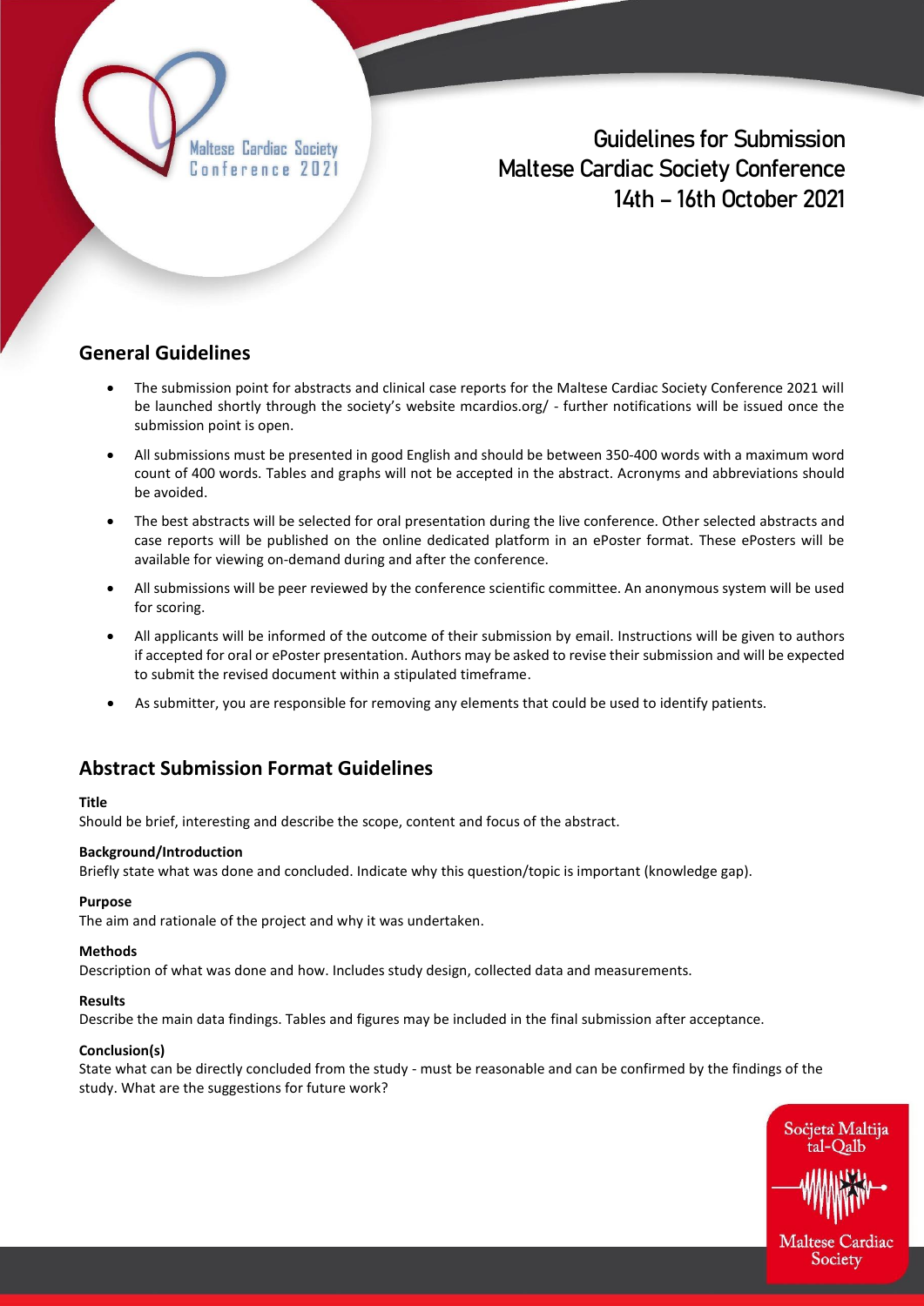# Guidelines for Submission
# Maltese Cardiac Society Conference
# 14th – 16th October 2021

## General Guidelines

- The submission point for abstracts and clinical case reports for the Maltese Cardiac Society Conference 2021 will be launched shortly through the society's website mcardios.org/ - further notifications will be issued once the submission point is open.
- All submissions must be presented in good English and should be between 350-400 words with a maximum word count of 400 words. Tables and graphs will not be accepted in the abstract. Acronyms and abbreviations should be avoided.
- The best abstracts will be selected for oral presentation during the live conference. Other selected abstracts and case reports will be published on the online dedicated platform in an ePoster format. These ePosters will be available for viewing on-demand during and after the conference.
- All submissions will be peer reviewed by the conference scientific committee. An anonymous system will be used for scoring.
- All applicants will be informed of the outcome of their submission by email. Instructions will be given to authors if accepted for oral or ePoster presentation. Authors may be asked to revise their submission and will be expected to submit the revised document within a stipulated timeframe.
- As submitter, you are responsible for removing any elements that could be used to identify patients.

## Abstract Submission Format Guidelines

**Title**
Should be brief, interesting and describe the scope, content and focus of the abstract.

**Background/Introduction**
Briefly state what was done and concluded. Indicate why this question/topic is important (knowledge gap).

**Purpose**
The aim and rationale of the project and why it was undertaken.

**Methods**
Description of what was done and how. Includes study design, collected data and measurements.

**Results**
Describe the main data findings. Tables and figures may be included in the final submission after acceptance.

**Conclusion(s)**
State what can be directly concluded from the study - must be reasonable and can be confirmed by the findings of the study. What are the suggestions for future work?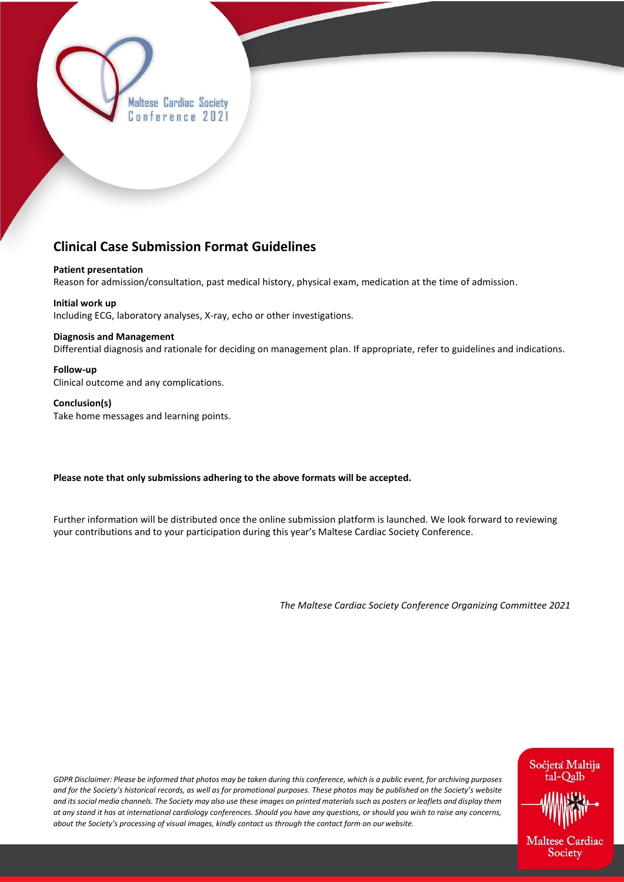## Clinical Case Submission Format Guidelines

**Patient presentation**
Reason for admission/consultation, past medical history, physical exam, medication at the time of admission.

**Initial work up**
Including ECG, laboratory analyses, X-ray, echo or other investigations.

**Diagnosis and Management**
Differential diagnosis and rationale for deciding on management plan. If appropriate, refer to guidelines and indications.

**Follow-up**
Clinical outcome and any complications.

**Conclusion(s)**
Take home messages and learning points.

**Please note that only submissions adhering to the above formats will be accepted.**

Further information will be distributed once the online submission platform is launched. We look forward to reviewing your contributions and to your participation during this year's Maltese Cardiac Society Conference.

*The Maltese Cardiac Society Conference Organizing Committee 2021*

*GDPR Disclaimer: Please be informed that photos may be taken during this conference, which is a public event, for archiving purposes and for the Society's historical records, as well as for promotional purposes. These photos may be published on the Society's website and its social media channels. The Society may also use these images on printed materials such as posters or leaflets and display them at any stand it has at international cardiology conferences. Should you have any questions, or should you wish to raise any concerns, about the Society's processing of visual images, kindly contact us through the contact form on our website.*